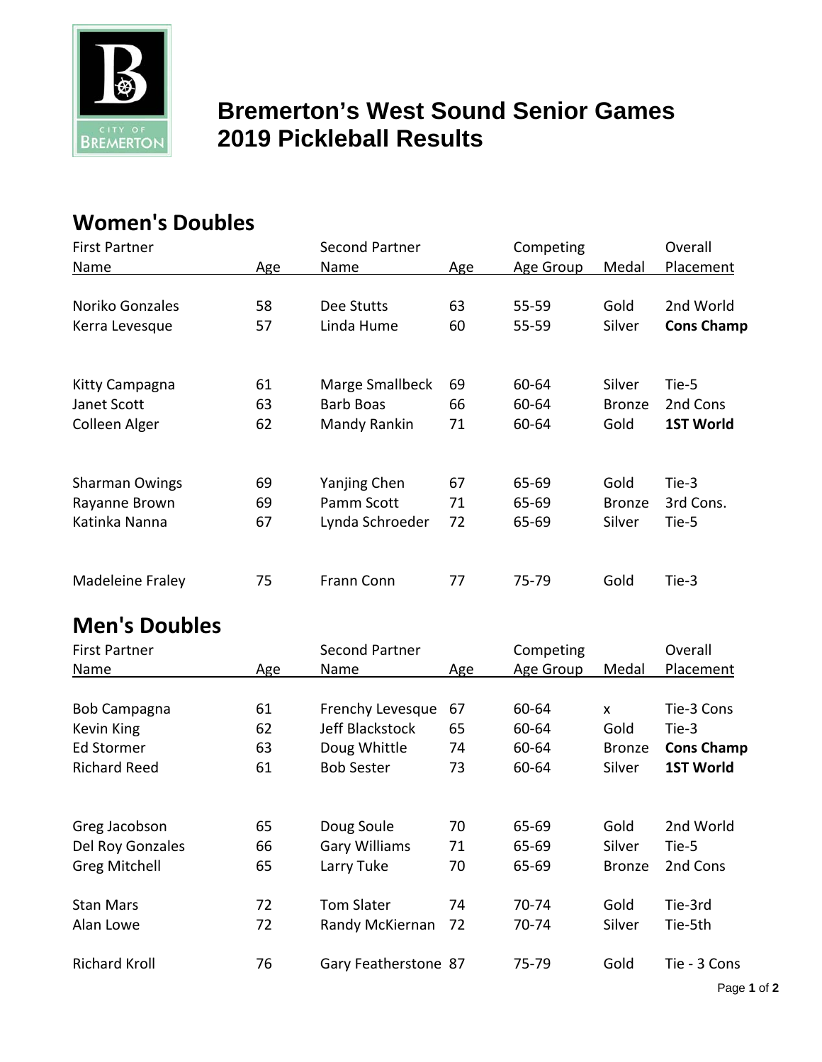CITY OF BREMERTON

# Bremerton's West Sound Senior Games 2019 Pickleball Results

## Women's Doubles

| First Partner Name | Age | Second Partner Name | Age | Competing Age Group | Medal | Overall Placement |
|---|---|---|---|---|---|---|
| Noriko Gonzales | 58 | Dee Stutts | 63 | 55-59 | Gold | 2nd World |
| Kerra Levesque | 57 | Linda Hume | 60 | 55-59 | Silver | **Cons Champ** |
| Kitty Campagna | 61 | Marge Smallbeck | 69 | 60-64 | Silver | Tie-5 |
| Janet Scott | 63 | Barb Boas | 66 | 60-64 | Bronze | 2nd Cons |
| Colleen Alger | 62 | Mandy Rankin | 71 | 60-64 | Gold | **1ST World** |
| Sharman Owings | 69 | Yanjing Chen | 67 | 65-69 | Gold | Tie-3 |
| Rayanne Brown | 69 | Pamm Scott | 71 | 65-69 | Bronze | 3rd Cons. |
| Katinka Nanna | 67 | Lynda Schroeder | 72 | 65-69 | Silver | Tie-5 |
| Madeleine Fraley | 75 | Frann Conn | 77 | 75-79 | Gold | Tie-3 |

## Men's Doubles

| First Partner Name | Age | Second Partner Name | Age | Competing Age Group | Medal | Overall Placement |
|---|---|---|---|---|---|---|
| Bob Campagna | 61 | Frenchy Levesque | 67 | 60-64 | x | Tie-3 Cons |
| Kevin King | 62 | Jeff Blackstock | 65 | 60-64 | Gold | Tie-3 |
| Ed Stormer | 63 | Doug Whittle | 74 | 60-64 | Bronze | **Cons Champ** |
| Richard Reed | 61 | Bob Sester | 73 | 60-64 | Silver | **1ST World** |
| Greg Jacobson | 65 | Doug Soule | 70 | 65-69 | Gold | 2nd World |
| Del Roy Gonzales | 66 | Gary Williams | 71 | 65-69 | Silver | Tie-5 |
| Greg Mitchell | 65 | Larry Tuke | 70 | 65-69 | Bronze | 2nd Cons |
| Stan Mars | 72 | Tom Slater | 74 | 70-74 | Gold | Tie-3rd |
| Alan Lowe | 72 | Randy McKiernan | 72 | 70-74 | Silver | Tie-5th |
| Richard Kroll | 76 | Gary Featherstone | 87 | 75-79 | Gold | Tie - 3 Cons |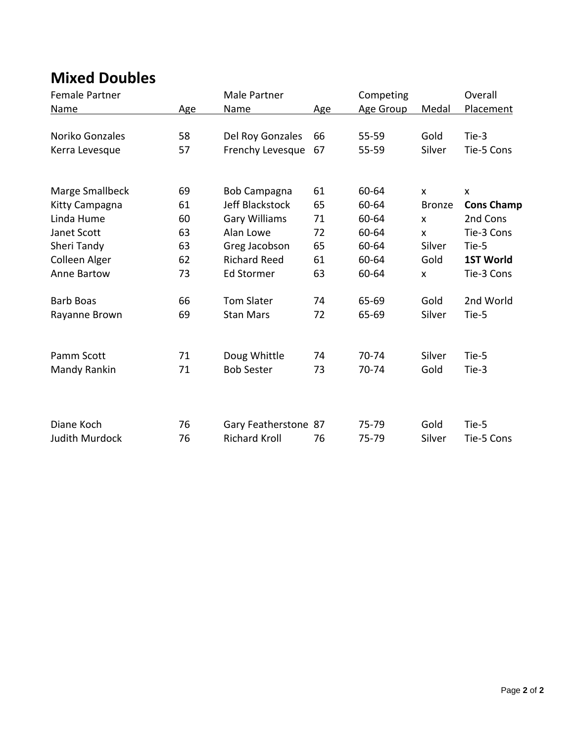# Mixed Doubles

| Female Partner Name | Age | Male Partner Name | Age | Competing Age Group | Medal | Overall Placement |
|---|---|---|---|---|---|---|
| Noriko Gonzales | 58 | Del Roy Gonzales | 66 | 55-59 | Gold | Tie-3 |
| Kerra Levesque | 57 | Frenchy Levesque | 67 | 55-59 | Silver | Tie-5 Cons |
| Marge Smallbeck | 69 | Bob Campagna | 61 | 60-64 | x | x |
| Kitty Campagna | 61 | Jeff Blackstock | 65 | 60-64 | Bronze | **Cons Champ** |
| Linda Hume | 60 | Gary Williams | 71 | 60-64 | x | 2nd Cons |
| Janet Scott | 63 | Alan Lowe | 72 | 60-64 | x | Tie-3 Cons |
| Sheri Tandy | 63 | Greg Jacobson | 65 | 60-64 | Silver | Tie-5 |
| Colleen Alger | 62 | Richard Reed | 61 | 60-64 | Gold | **1ST World** |
| Anne Bartow | 73 | Ed Stormer | 63 | 60-64 | x | Tie-3 Cons |
| Barb Boas | 66 | Tom Slater | 74 | 65-69 | Gold | 2nd World |
| Rayanne Brown | 69 | Stan Mars | 72 | 65-69 | Silver | Tie-5 |
| Pamm Scott | 71 | Doug Whittle | 74 | 70-74 | Silver | Tie-5 |
| Mandy Rankin | 71 | Bob Sester | 73 | 70-74 | Gold | Tie-3 |
| Diane Koch | 76 | Gary Featherstone | 87 | 75-79 | Gold | Tie-5 |
| Judith Murdock | 76 | Richard Kroll | 76 | 75-79 | Silver | Tie-5 Cons |